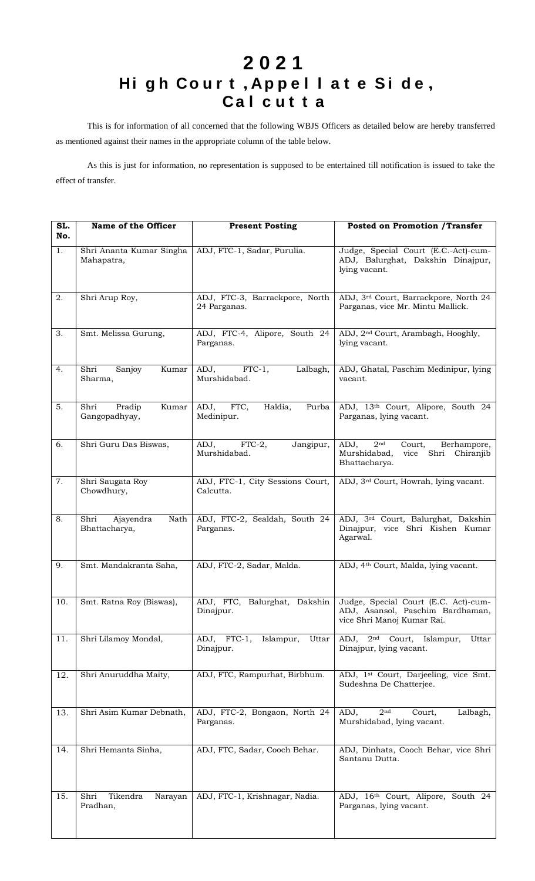# 2021
# High Court, Appellate Side, Calcutta

This is for information of all concerned that the following WBJS Officers as detailed below are hereby transferred as mentioned against their names in the appropriate column of the table below.

As this is just for information, no representation is supposed to be entertained till notification is issued to take the effect of transfer.

| SL. No. | Name of the Officer | Present Posting | Posted on Promotion /Transfer |
|---|---|---|---|
| 1. | Shri Ananta Kumar Singha Mahapatra, | ADJ, FTC-1, Sadar, Purulia. | Judge, Special Court (E.C.-Act)-cum-ADJ, Balurghat, Dakshin Dinajpur, lying vacant. |
| 2. | Shri Arup Roy, | ADJ, FTC-3, Barrackpore, North 24 Parganas. | ADJ, 3rd Court, Barrackpore, North 24 Parganas, vice Mr. Mintu Mallick. |
| 3. | Smt. Melissa Gurung, | ADJ, FTC-4, Alipore, South 24 Parganas. | ADJ, 2nd Court, Arambagh, Hooghly, lying vacant. |
| 4. | Shri Sanjoy Kumar Sharma, | ADJ, FTC-1, Lalbagh, Murshidabad. | ADJ, Ghatal, Paschim Medinipur, lying vacant. |
| 5. | Shri Pradip Kumar Gangopadhyay, | ADJ, FTC, Haldia, Purba Medinipur. | ADJ, 13th Court, Alipore, South 24 Parganas, lying vacant. |
| 6. | Shri Guru Das Biswas, | ADJ, FTC-2, Jangipur, Murshidabad. | ADJ, 2nd Court, Berhampore, Murshidabad, vice Shri Chiranjib Bhattacharya. |
| 7. | Shri Saugata Roy Chowdhury, | ADJ, FTC-1, City Sessions Court, Calcutta. | ADJ, 3rd Court, Howrah, lying vacant. |
| 8. | Shri Ajayendra Nath Bhattacharya, | ADJ, FTC-2, Sealdah, South 24 Parganas. | ADJ, 3rd Court, Balurghat, Dakshin Dinajpur, vice Shri Kishen Kumar Agarwal. |
| 9. | Smt. Mandakranta Saha, | ADJ, FTC-2, Sadar, Malda. | ADJ, 4th Court, Malda, lying vacant. |
| 10. | Smt. Ratna Roy (Biswas), | ADJ, FTC, Balurghat, Dakshin Dinajpur. | Judge, Special Court (E.C. Act)-cum-ADJ, Asansol, Paschim Bardhaman, vice Shri Manoj Kumar Rai. |
| 11. | Shri Lilamoy Mondal, | ADJ, FTC-1, Islampur, Uttar Dinajpur. | ADJ, 2nd Court, Islampur, Uttar Dinajpur, lying vacant. |
| 12. | Shri Anuruddha Maity, | ADJ, FTC, Rampurhat, Birbhum. | ADJ, 1st Court, Darjeeling, vice Smt. Sudeshna De Chatterjee. |
| 13. | Shri Asim Kumar Debnath, | ADJ, FTC-2, Bongaon, North 24 Parganas. | ADJ, 2nd Court, Lalbagh, Murshidabad, lying vacant. |
| 14. | Shri Hemanta Sinha, | ADJ, FTC, Sadar, Cooch Behar. | ADJ, Dinhata, Cooch Behar, vice Shri Santanu Dutta. |
| 15. | Shri Tikendra Narayan Pradhan, | ADJ, FTC-1, Krishnagar, Nadia. | ADJ, 16th Court, Alipore, South 24 Parganas, lying vacant. |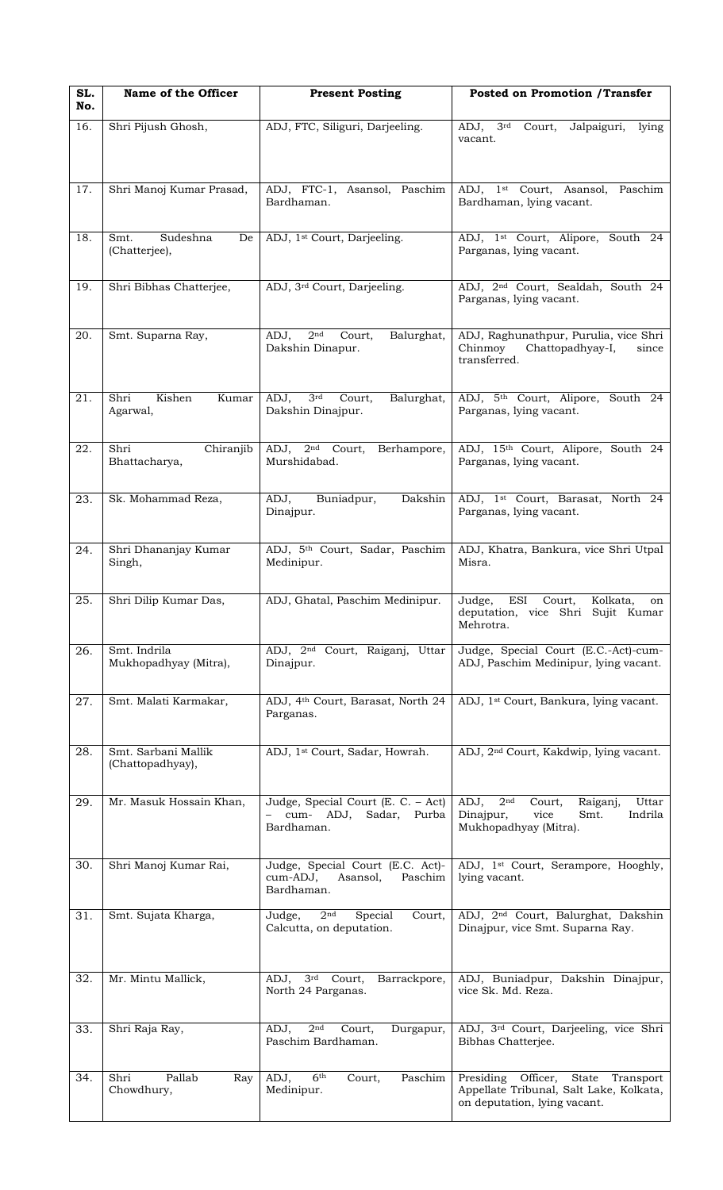| SL. No. | Name of the Officer | Present Posting | Posted on Promotion /Transfer |
|---|---|---|---|
| 16. | Shri Pijush Ghosh, | ADJ, FTC, Siliguri, Darjeeling. | ADJ, 3rd Court, Jalpaiguri, lying vacant. |
| 17. | Shri Manoj Kumar Prasad, | ADJ, FTC-1, Asansol, Paschim Bardhaman. | ADJ, 1st Court, Asansol, Paschim Bardhaman, lying vacant. |
| 18. | Smt. Sudeshna De (Chatterjee), | ADJ, 1st Court, Darjeeling. | ADJ, 1st Court, Alipore, South 24 Parganas, lying vacant. |
| 19. | Shri Bibhas Chatterjee, | ADJ, 3rd Court, Darjeeling. | ADJ, 2nd Court, Sealdah, South 24 Parganas, lying vacant. |
| 20. | Smt. Suparna Ray, | ADJ, 2nd Court, Balurghat, Dakshin Dinapur. | ADJ, Raghunathpur, Purulia, vice Shri Chinmoy Chattopadhyay-I, since transferred. |
| 21. | Shri Kishen Kumar Agarwal, | ADJ, 3rd Court, Balurghat, Dakshin Dinajpur. | ADJ, 5th Court, Alipore, South 24 Parganas, lying vacant. |
| 22. | Shri Chiranjib Bhattacharya, | ADJ, 2nd Court, Berhampore, Murshidabad. | ADJ, 15th Court, Alipore, South 24 Parganas, lying vacant. |
| 23. | Sk. Mohammad Reza, | ADJ, Buniadpur, Dakshin Dinajpur. | ADJ, 1st Court, Barasat, North 24 Parganas, lying vacant. |
| 24. | Shri Dhananjay Kumar Singh, | ADJ, 5th Court, Sadar, Paschim Medinipur. | ADJ, Khatra, Bankura, vice Shri Utpal Misra. |
| 25. | Shri Dilip Kumar Das, | ADJ, Ghatal, Paschim Medinipur. | Judge, ESI Court, Kolkata, on deputation, vice Shri Sujit Kumar Mehrotra. |
| 26. | Smt. Indrila Mukhopadhyay (Mitra), | ADJ, 2nd Court, Raiganj, Uttar Dinajpur. | Judge, Special Court (E.C.-Act)-cum-ADJ, Paschim Medinipur, lying vacant. |
| 27. | Smt. Malati Karmakar, | ADJ, 4th Court, Barasat, North 24 Parganas. | ADJ, 1st Court, Bankura, lying vacant. |
| 28. | Smt. Sarbani Mallik (Chattopadhyay), | ADJ, 1st Court, Sadar, Howrah. | ADJ, 2nd Court, Kakdwip, lying vacant. |
| 29. | Mr. Masuk Hossain Khan, | Judge, Special Court (E. C. – Act) – cum- ADJ, Sadar, Purba Bardhaman. | ADJ, 2nd Court, Raiganj, Uttar Dinajpur, vice Smt. Indrila Mukhopadhyay (Mitra). |
| 30. | Shri Manoj Kumar Rai, | Judge, Special Court (E.C. Act)-cum-ADJ, Asansol, Paschim Bardhaman. | ADJ, 1st Court, Serampore, Hooghly, lying vacant. |
| 31. | Smt. Sujata Kharga, | Judge, 2nd Special Court, Calcutta, on deputation. | ADJ, 2nd Court, Balurghat, Dakshin Dinajpur, vice Smt. Suparna Ray. |
| 32. | Mr. Mintu Mallick, | ADJ, 3rd Court, Barrackpore, North 24 Parganas. | ADJ, Buniadpur, Dakshin Dinajpur, vice Sk. Md. Reza. |
| 33. | Shri Raja Ray, | ADJ, 2nd Court, Durgapur, Paschim Bardhaman. | ADJ, 3rd Court, Darjeeling, vice Shri Bibhas Chatterjee. |
| 34. | Shri Pallab Ray Chowdhury, | ADJ, 6th Court, Paschim Medinipur. | Presiding Officer, State Transport Appellate Tribunal, Salt Lake, Kolkata, on deputation, lying vacant. |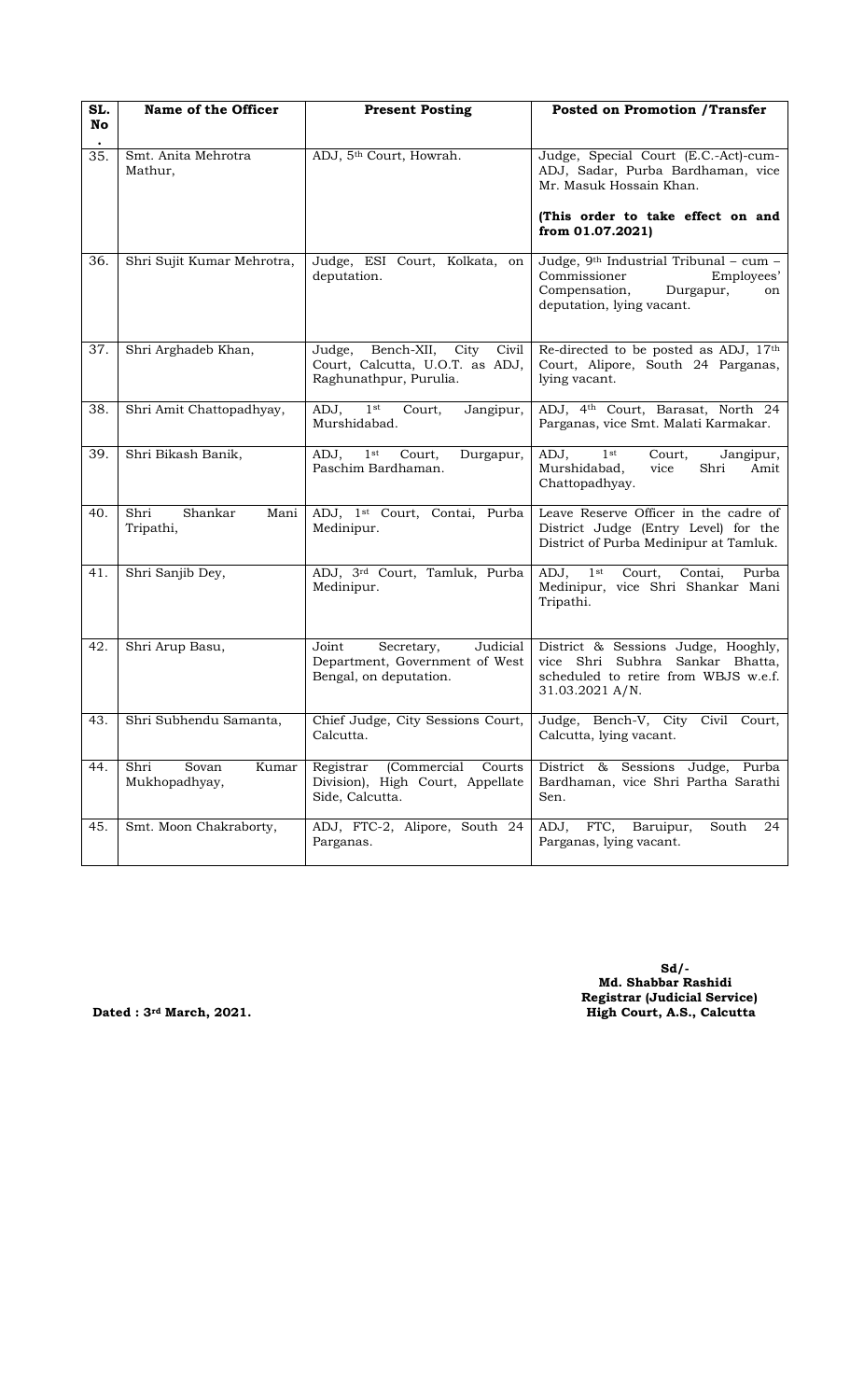| SL. No. | Name of the Officer | Present Posting | Posted on Promotion /Transfer |
|---|---|---|---|
| 35. | Smt. Anita Mehrotra Mathur, | ADJ, 5th Court, Howrah. | Judge, Special Court (E.C.-Act)-cum-ADJ, Sadar, Purba Bardhaman, vice Mr. Masuk Hossain Khan.<br><br>**(This order to take effect on and from 01.07.2021)** |
| 36. | Shri Sujit Kumar Mehrotra, | Judge, ESI Court, Kolkata, on deputation. | Judge, 9th Industrial Tribunal – cum – Commissioner Employees' Compensation, Durgapur, on deputation, lying vacant. |
| 37. | Shri Arghadeb Khan, | Judge, Bench-XII, City Civil Court, Calcutta, U.O.T. as ADJ, Raghunathpur, Purulia. | Re-directed to be posted as ADJ, 17th Court, Alipore, South 24 Parganas, lying vacant. |
| 38. | Shri Amit Chattopadhyay, | ADJ, 1st Court, Jangipur, Murshidabad. | ADJ, 4th Court, Barasat, North 24 Parganas, vice Smt. Malati Karmakar. |
| 39. | Shri Bikash Banik, | ADJ, 1st Court, Durgapur, Paschim Bardhaman. | ADJ, 1st Court, Jangipur, Murshidabad, vice Shri Amit Chattopadhyay. |
| 40. | Shri Shankar Mani Tripathi, | ADJ, 1st Court, Contai, Purba Medinipur. | Leave Reserve Officer in the cadre of District Judge (Entry Level) for the District of Purba Medinipur at Tamluk. |
| 41. | Shri Sanjib Dey, | ADJ, 3rd Court, Tamluk, Purba Medinipur. | ADJ, 1st Court, Contai, Purba Medinipur, vice Shri Shankar Mani Tripathi. |
| 42. | Shri Arup Basu, | Joint Secretary, Judicial Department, Government of West Bengal, on deputation. | District & Sessions Judge, Hooghly, vice Shri Subhra Sankar Bhatta, scheduled to retire from WBJS w.e.f. 31.03.2021 A/N. |
| 43. | Shri Subhendu Samanta, | Chief Judge, City Sessions Court, Calcutta. | Judge, Bench-V, City Civil Court, Calcutta, lying vacant. |
| 44. | Shri Sovan Kumar Mukhopadhyay, | Registrar (Commercial Courts Division), High Court, Appellate Side, Calcutta. | District & Sessions Judge, Purba Bardhaman, vice Shri Partha Sarathi Sen. |
| 45. | Smt. Moon Chakraborty, | ADJ, FTC-2, Alipore, South 24 Parganas. | ADJ, FTC, Baruipur, South 24 Parganas, lying vacant. |

**Sd/-**
**Md. Shabbar Rashidi**
**Registrar (Judicial Service)**
**High Court, A.S., Calcutta**

**Dated : 3rd March, 2021.**